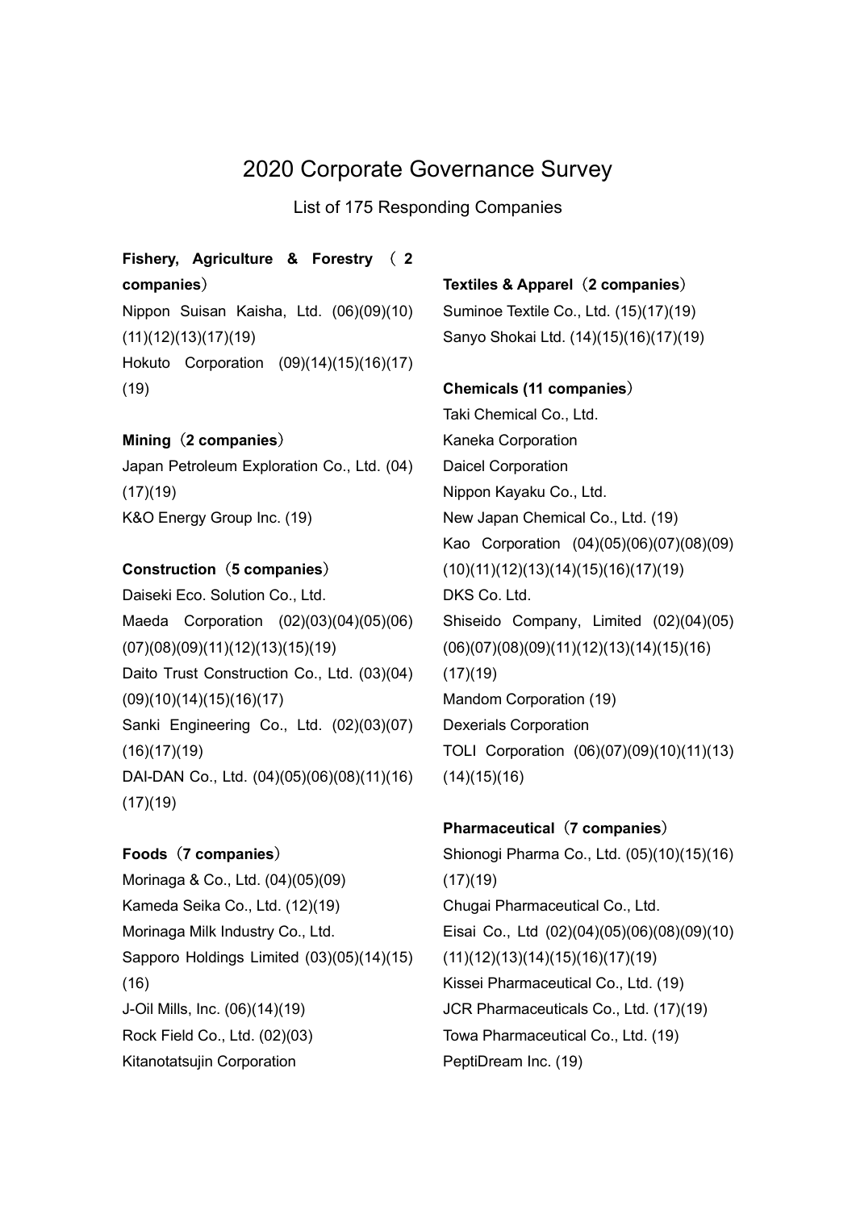# 2020 Corporate Governance Survey

List of 175 Responding Companies

**Fishery, Agriculture & Forestry（2 companies）**

Nippon Suisan Kaisha, Ltd. (06)(09)(10)(11)(12)(13)(17)(19)
Hokuto Corporation (09)(14)(15)(16)(17)(19)

**Mining（2 companies）**

Japan Petroleum Exploration Co., Ltd. (04)(17)(19)
K&O Energy Group Inc. (19)

**Construction（5 companies）**

Daiseki Eco. Solution Co., Ltd.
Maeda Corporation (02)(03)(04)(05)(06)(07)(08)(09)(11)(12)(13)(15)(19)
Daito Trust Construction Co., Ltd. (03)(04)(09)(10)(14)(15)(16)(17)
Sanki Engineering Co., Ltd. (02)(03)(07)(16)(17)(19)
DAI-DAN Co., Ltd. (04)(05)(06)(08)(11)(16)(17)(19)

**Foods（7 companies）**

Morinaga & Co., Ltd. (04)(05)(09)
Kameda Seika Co., Ltd. (12)(19)
Morinaga Milk Industry Co., Ltd.
Sapporo Holdings Limited (03)(05)(14)(15)(16)
J-Oil Mills, Inc. (06)(14)(19)
Rock Field Co., Ltd. (02)(03)
Kitanotatsujin Corporation

**Textiles & Apparel（2 companies）**

Suminoe Textile Co., Ltd. (15)(17)(19)
Sanyo Shokai Ltd. (14)(15)(16)(17)(19)

**Chemicals (11 companies）**

Taki Chemical Co., Ltd.
Kaneka Corporation
Daicel Corporation
Nippon Kayaku Co., Ltd.
New Japan Chemical Co., Ltd. (19)
Kao Corporation (04)(05)(06)(07)(08)(09)(10)(11)(12)(13)(14)(15)(16)(17)(19)
DKS Co. Ltd.
Shiseido Company, Limited (02)(04)(05)(06)(07)(08)(09)(11)(12)(13)(14)(15)(16)(17)(19)
Mandom Corporation (19)
Dexerials Corporation
TOLI Corporation (06)(07)(09)(10)(11)(13)(14)(15)(16)

**Pharmaceutical（7 companies）**

Shionogi Pharma Co., Ltd. (05)(10)(15)(16)(17)(19)
Chugai Pharmaceutical Co., Ltd.
Eisai Co., Ltd (02)(04)(05)(06)(08)(09)(10)(11)(12)(13)(14)(15)(16)(17)(19)
Kissei Pharmaceutical Co., Ltd. (19)
JCR Pharmaceuticals Co., Ltd. (17)(19)
Towa Pharmaceutical Co., Ltd. (19)
PeptiDream Inc. (19)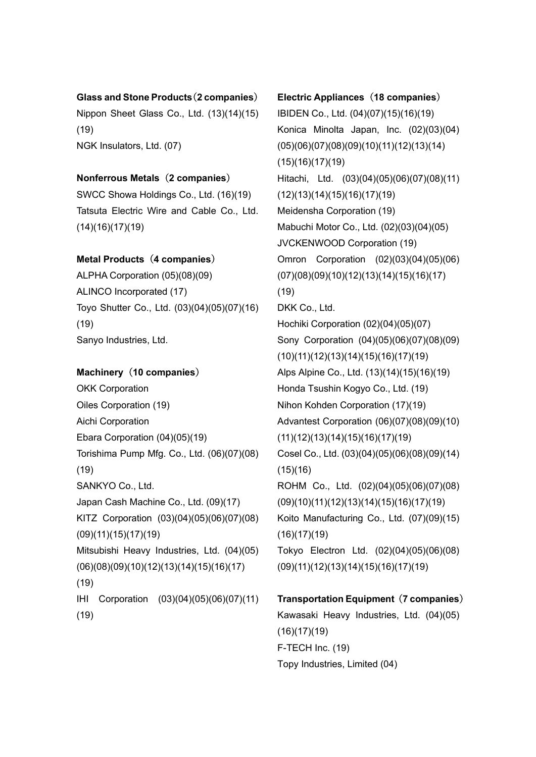**Glass and Stone Products（2 companies）**

Nippon Sheet Glass Co., Ltd. (13)(14)(15)(19)

NGK Insulators, Ltd. (07)

**Nonferrous Metals（2 companies）**

SWCC Showa Holdings Co., Ltd. (16)(19)

Tatsuta Electric Wire and Cable Co., Ltd. (14)(16)(17)(19)

**Metal Products（4 companies）**

ALPHA Corporation (05)(08)(09)

ALINCO Incorporated (17)

Toyo Shutter Co., Ltd. (03)(04)(05)(07)(16)(19)

Sanyo Industries, Ltd.

**Machinery（10 companies）**

OKK Corporation

Oiles Corporation (19)

Aichi Corporation

Ebara Corporation (04)(05)(19)

Torishima Pump Mfg. Co., Ltd. (06)(07)(08)(19)

SANKYO Co., Ltd.

Japan Cash Machine Co., Ltd. (09)(17)

KITZ Corporation (03)(04)(05)(06)(07)(08)(09)(11)(15)(17)(19)

Mitsubishi Heavy Industries, Ltd. (04)(05)(06)(08)(09)(10)(12)(13)(14)(15)(16)(17)(19)

IHI Corporation (03)(04)(05)(06)(07)(11)(19)

**Electric Appliances（18 companies）**

IBIDEN Co., Ltd. (04)(07)(15)(16)(19)

Konica Minolta Japan, Inc. (02)(03)(04)(05)(06)(07)(08)(09)(10)(11)(12)(13)(14)(15)(16)(17)(19)

Hitachi, Ltd. (03)(04)(05)(06)(07)(08)(11)(12)(13)(14)(15)(16)(17)(19)

Meidensha Corporation (19)

Mabuchi Motor Co., Ltd. (02)(03)(04)(05)

JVCKENWOOD Corporation (19)

Omron Corporation (02)(03)(04)(05)(06)(07)(08)(09)(10)(12)(13)(14)(15)(16)(17)(19)

DKK Co., Ltd.

Hochiki Corporation (02)(04)(05)(07)

Sony Corporation (04)(05)(06)(07)(08)(09)(10)(11)(12)(13)(14)(15)(16)(17)(19)

Alps Alpine Co., Ltd. (13)(14)(15)(16)(19)

Honda Tsushin Kogyo Co., Ltd. (19)

Nihon Kohden Corporation (17)(19)

Advantest Corporation (06)(07)(08)(09)(10)(11)(12)(13)(14)(15)(16)(17)(19)

Cosel Co., Ltd. (03)(04)(05)(06)(08)(09)(14)(15)(16)

ROHM Co., Ltd. (02)(04)(05)(06)(07)(08)(09)(10)(11)(12)(13)(14)(15)(16)(17)(19)

Koito Manufacturing Co., Ltd. (07)(09)(15)(16)(17)(19)

Tokyo Electron Ltd. (02)(04)(05)(06)(08)(09)(11)(12)(13)(14)(15)(16)(17)(19)

**Transportation Equipment（7 companies）**

Kawasaki Heavy Industries, Ltd. (04)(05)(16)(17)(19)

F-TECH Inc. (19)

Topy Industries, Limited (04)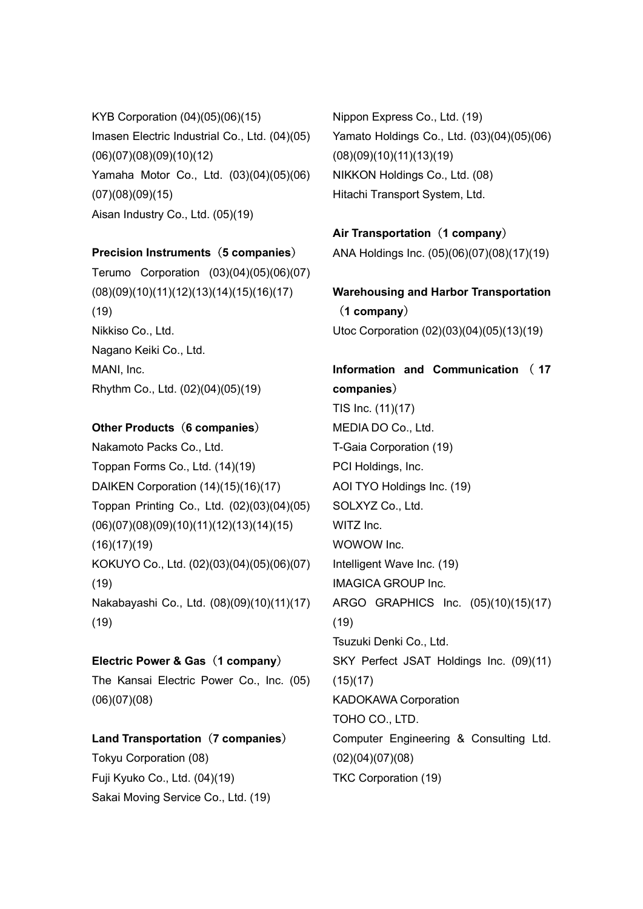KYB Corporation (04)(05)(06)(15)
Imasen Electric Industrial Co., Ltd. (04)(05)(06)(07)(08)(09)(10)(12)
Yamaha Motor Co., Ltd. (03)(04)(05)(06)(07)(08)(09)(15)
Aisan Industry Co., Ltd. (05)(19)

**Precision Instruments（5 companies）**
Terumo Corporation (03)(04)(05)(06)(07)(08)(09)(10)(11)(12)(13)(14)(15)(16)(17)(19)
Nikkiso Co., Ltd.
Nagano Keiki Co., Ltd.
MANI, Inc.
Rhythm Co., Ltd. (02)(04)(05)(19)

**Other Products（6 companies）**
Nakamoto Packs Co., Ltd.
Toppan Forms Co., Ltd. (14)(19)
DAIKEN Corporation (14)(15)(16)(17)
Toppan Printing Co., Ltd. (02)(03)(04)(05)(06)(07)(08)(09)(10)(11)(12)(13)(14)(15)(16)(17)(19)
KOKUYO Co., Ltd. (02)(03)(04)(05)(06)(07)(19)
Nakabayashi Co., Ltd. (08)(09)(10)(11)(17)(19)

**Electric Power & Gas（1 company）**
The Kansai Electric Power Co., Inc. (05)(06)(07)(08)

**Land Transportation（7 companies）**
Tokyu Corporation (08)
Fuji Kyuko Co., Ltd. (04)(19)
Sakai Moving Service Co., Ltd. (19)
Nippon Express Co., Ltd. (19)
Yamato Holdings Co., Ltd. (03)(04)(05)(06)(08)(09)(10)(11)(13)(19)
NIKKON Holdings Co., Ltd. (08)
Hitachi Transport System, Ltd.

**Air Transportation（1 company）**
ANA Holdings Inc. (05)(06)(07)(08)(17)(19)

**Warehousing and Harbor Transportation（1 company）**
Utoc Corporation (02)(03)(04)(05)(13)(19)

**Information and Communication（17 companies）**
TIS Inc. (11)(17)
MEDIA DO Co., Ltd.
T-Gaia Corporation (19)
PCI Holdings, Inc.
AOI TYO Holdings Inc. (19)
SOLXYZ Co., Ltd.
WITZ Inc.
WOWOW Inc.
Intelligent Wave Inc. (19)
IMAGICA GROUP Inc.
ARGO GRAPHICS Inc. (05)(10)(15)(17)(19)
Tsuzuki Denki Co., Ltd.
SKY Perfect JSAT Holdings Inc. (09)(11)(15)(17)
KADOKAWA Corporation
TOHO CO., LTD.
Computer Engineering & Consulting Ltd. (02)(04)(07)(08)
TKC Corporation (19)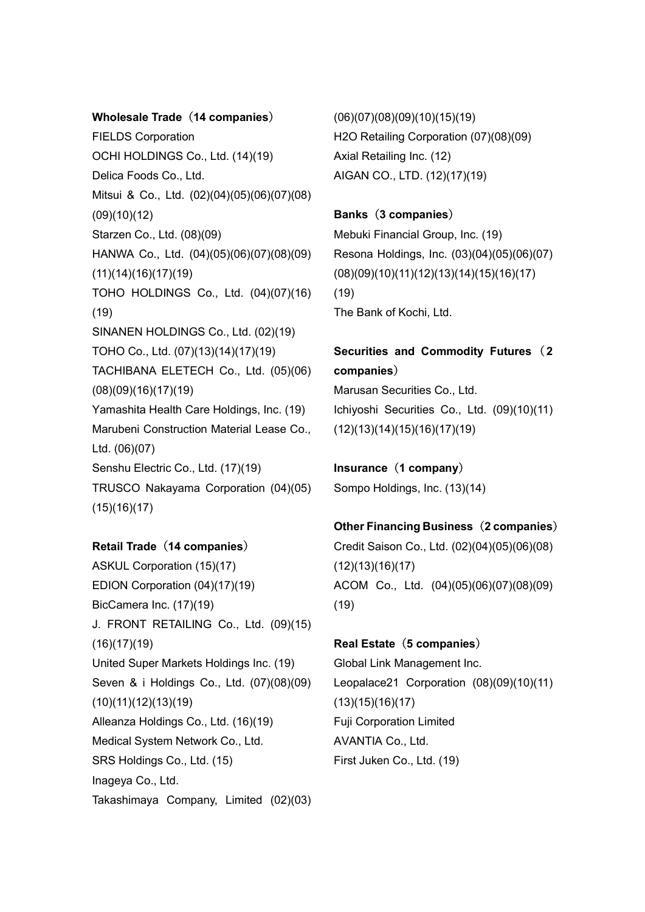**Wholesale Trade（14 companies）**

FIELDS Corporation
OCHI HOLDINGS Co., Ltd. (14)(19)
Delica Foods Co., Ltd.
Mitsui & Co., Ltd. (02)(04)(05)(06)(07)(08)(09)(10)(12)
Starzen Co., Ltd. (08)(09)
HANWA Co., Ltd. (04)(05)(06)(07)(08)(09)(11)(14)(16)(17)(19)
TOHO HOLDINGS Co., Ltd. (04)(07)(16)(19)
SINANEN HOLDINGS Co., Ltd. (02)(19)
TOHO Co., Ltd. (07)(13)(14)(17)(19)
TACHIBANA ELETECH Co., Ltd. (05)(06)(08)(09)(16)(17)(19)
Yamashita Health Care Holdings, Inc. (19)
Marubeni Construction Material Lease Co., Ltd. (06)(07)
Senshu Electric Co., Ltd. (17)(19)
TRUSCO Nakayama Corporation (04)(05)(15)(16)(17)

**Retail Trade（14 companies）**

ASKUL Corporation (15)(17)
EDION Corporation (04)(17)(19)
BicCamera Inc. (17)(19)
J. FRONT RETAILING Co., Ltd. (09)(15)(16)(17)(19)
United Super Markets Holdings Inc. (19)
Seven & i Holdings Co., Ltd. (07)(08)(09)(10)(11)(12)(13)(19)
Alleanza Holdings Co., Ltd. (16)(19)
Medical System Network Co., Ltd.
SRS Holdings Co., Ltd. (15)
Inageya Co., Ltd.
Takashimaya Company, Limited (02)(03)(06)(07)(08)(09)(10)(15)(19)
H2O Retailing Corporation (07)(08)(09)
Axial Retailing Inc. (12)
AIGAN CO., LTD. (12)(17)(19)

**Banks（3 companies）**

Mebuki Financial Group, Inc. (19)
Resona Holdings, Inc. (03)(04)(05)(06)(07)(08)(09)(10)(11)(12)(13)(14)(15)(16)(17)(19)
The Bank of Kochi, Ltd.

**Securities and Commodity Futures（2 companies）**

Marusan Securities Co., Ltd.
Ichiyoshi Securities Co., Ltd. (09)(10)(11)(12)(13)(14)(15)(16)(17)(19)

**Insurance（1 company）**

Sompo Holdings, Inc. (13)(14)

**Other Financing Business（2 companies）**

Credit Saison Co., Ltd. (02)(04)(05)(06)(08)(12)(13)(16)(17)
ACOM Co., Ltd. (04)(05)(06)(07)(08)(09)(19)

**Real Estate（5 companies）**

Global Link Management Inc.
Leopalace21 Corporation (08)(09)(10)(11)(13)(15)(16)(17)
Fuji Corporation Limited
AVANTIA Co., Ltd.
First Juken Co., Ltd. (19)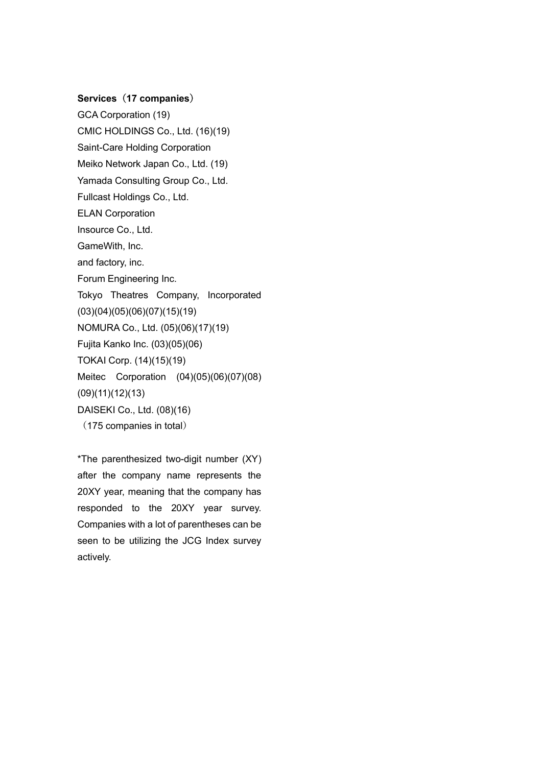**Services（17 companies）**

GCA Corporation (19)

CMIC HOLDINGS Co., Ltd. (16)(19)

Saint-Care Holding Corporation

Meiko Network Japan Co., Ltd. (19)

Yamada Consulting Group Co., Ltd.

Fullcast Holdings Co., Ltd.

ELAN Corporation

Insource Co., Ltd.

GameWith, Inc.

and factory, inc.

Forum Engineering Inc.

Tokyo Theatres Company, Incorporated (03)(04)(05)(06)(07)(15)(19)

NOMURA Co., Ltd. (05)(06)(17)(19)

Fujita Kanko Inc. (03)(05)(06)

TOKAI Corp. (14)(15)(19)

Meitec Corporation (04)(05)(06)(07)(08)(09)(11)(12)(13)

DAISEKI Co., Ltd. (08)(16)

（175 companies in total）

*The parenthesized two-digit number (XY) after the company name represents the 20XY year, meaning that the company has responded to the 20XY year survey. Companies with a lot of parentheses can be seen to be utilizing the JCG Index survey actively.